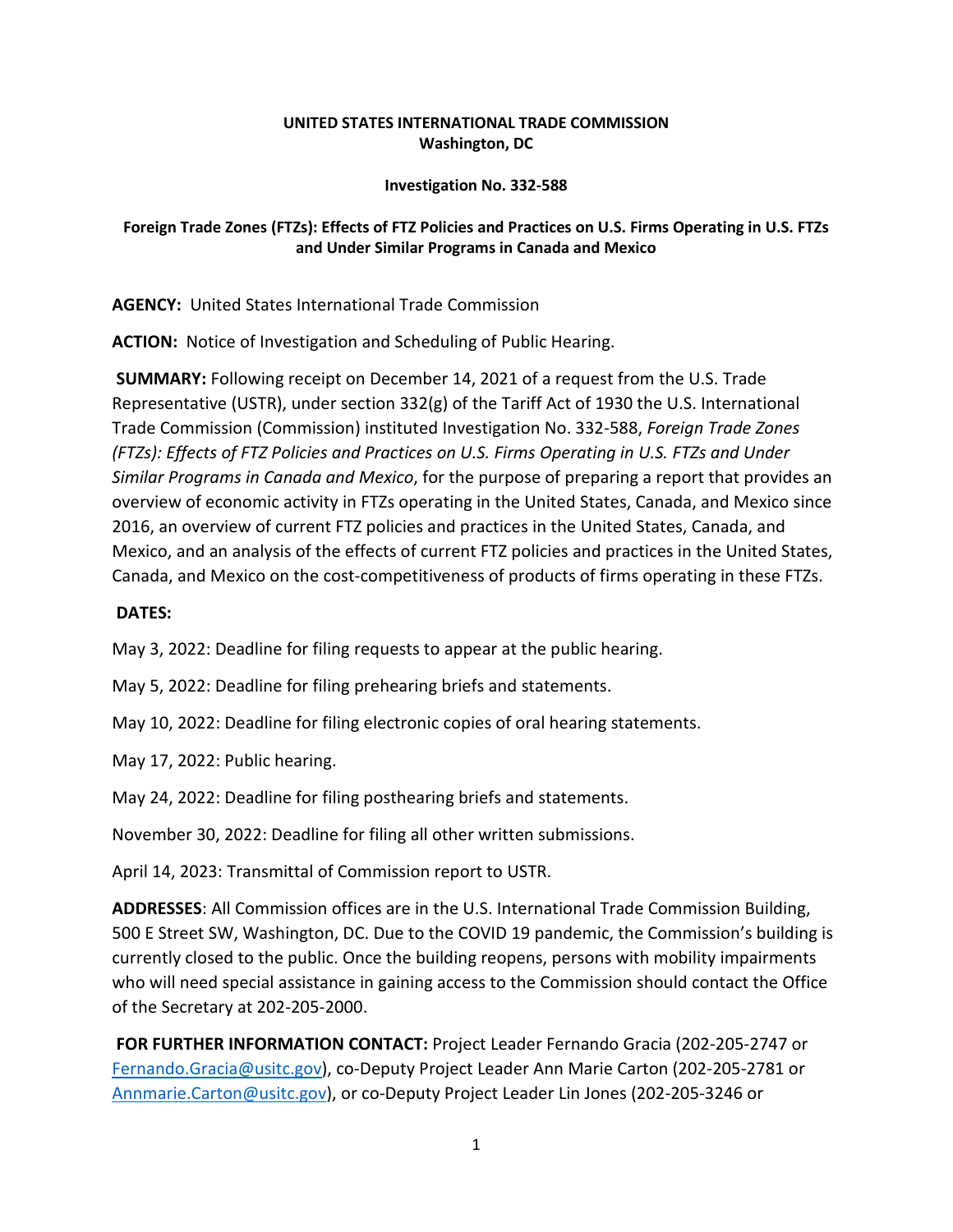**UNITED STATES INTERNATIONAL TRADE COMMISSION**
**Washington, DC**

**Investigation No. 332-588**

**Foreign Trade Zones (FTZs): Effects of FTZ Policies and Practices on U.S. Firms Operating in U.S. FTZs and Under Similar Programs in Canada and Mexico**

**AGENCY:** United States International Trade Commission

**ACTION:** Notice of Investigation and Scheduling of Public Hearing.

**SUMMARY:** Following receipt on December 14, 2021 of a request from the U.S. Trade Representative (USTR), under section 332(g) of the Tariff Act of 1930 the U.S. International Trade Commission (Commission) instituted Investigation No. 332-588, *Foreign Trade Zones (FTZs): Effects of FTZ Policies and Practices on U.S. Firms Operating in U.S. FTZs and Under Similar Programs in Canada and Mexico*, for the purpose of preparing a report that provides an overview of economic activity in FTZs operating in the United States, Canada, and Mexico since 2016, an overview of current FTZ policies and practices in the United States, Canada, and Mexico, and an analysis of the effects of current FTZ policies and practices in the United States, Canada, and Mexico on the cost-competitiveness of products of firms operating in these FTZs.

**DATES:**

May 3, 2022: Deadline for filing requests to appear at the public hearing.

May 5, 2022: Deadline for filing prehearing briefs and statements.

May 10, 2022: Deadline for filing electronic copies of oral hearing statements.

May 17, 2022: Public hearing.

May 24, 2022: Deadline for filing posthearing briefs and statements.

November 30, 2022: Deadline for filing all other written submissions.

April 14, 2023: Transmittal of Commission report to USTR.

**ADDRESSES**: All Commission offices are in the U.S. International Trade Commission Building, 500 E Street SW, Washington, DC. Due to the COVID 19 pandemic, the Commission's building is currently closed to the public. Once the building reopens, persons with mobility impairments who will need special assistance in gaining access to the Commission should contact the Office of the Secretary at 202-205-2000.

**FOR FURTHER INFORMATION CONTACT:** Project Leader Fernando Gracia (202-205-2747 or Fernando.Gracia@usitc.gov), co-Deputy Project Leader Ann Marie Carton (202-205-2781 or Annmarie.Carton@usitc.gov), or co-Deputy Project Leader Lin Jones (202-205-3246 or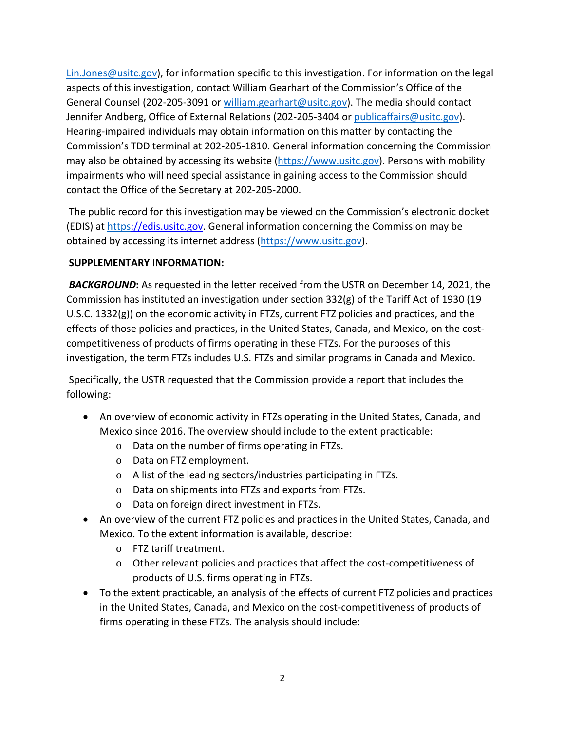Lin.Jones@usitc.gov), for information specific to this investigation. For information on the legal aspects of this investigation, contact William Gearhart of the Commission's Office of the General Counsel (202-205-3091 or william.gearhart@usitc.gov). The media should contact Jennifer Andberg, Office of External Relations (202-205-3404 or publicaffairs@usitc.gov). Hearing-impaired individuals may obtain information on this matter by contacting the Commission's TDD terminal at 202-205-1810. General information concerning the Commission may also be obtained by accessing its website (https://www.usitc.gov). Persons with mobility impairments who will need special assistance in gaining access to the Commission should contact the Office of the Secretary at 202-205-2000.

The public record for this investigation may be viewed on the Commission's electronic docket (EDIS) at https://edis.usitc.gov. General information concerning the Commission may be obtained by accessing its internet address (https://www.usitc.gov).

**SUPPLEMENTARY INFORMATION:**

***BACKGROUND*****:** As requested in the letter received from the USTR on December 14, 2021, the Commission has instituted an investigation under section 332(g) of the Tariff Act of 1930 (19 U.S.C. 1332(g)) on the economic activity in FTZs, current FTZ policies and practices, and the effects of those policies and practices, in the United States, Canada, and Mexico, on the cost-competitiveness of products of firms operating in these FTZs. For the purposes of this investigation, the term FTZs includes U.S. FTZs and similar programs in Canada and Mexico.

Specifically, the USTR requested that the Commission provide a report that includes the following:

- An overview of economic activity in FTZs operating in the United States, Canada, and Mexico since 2016. The overview should include to the extent practicable:
  - Data on the number of firms operating in FTZs.
  - Data on FTZ employment.
  - A list of the leading sectors/industries participating in FTZs.
  - Data on shipments into FTZs and exports from FTZs.
  - Data on foreign direct investment in FTZs.
- An overview of the current FTZ policies and practices in the United States, Canada, and Mexico. To the extent information is available, describe:
  - FTZ tariff treatment.
  - Other relevant policies and practices that affect the cost-competitiveness of products of U.S. firms operating in FTZs.
- To the extent practicable, an analysis of the effects of current FTZ policies and practices in the United States, Canada, and Mexico on the cost-competitiveness of products of firms operating in these FTZs. The analysis should include: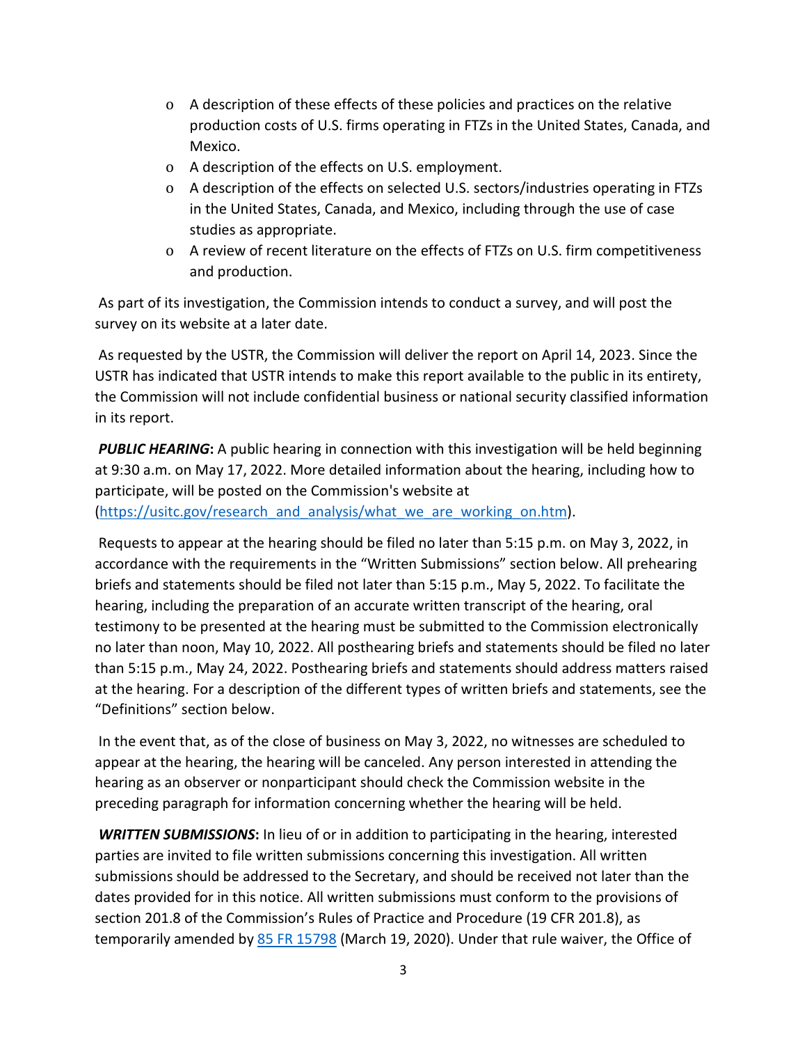- A description of these effects of these policies and practices on the relative production costs of U.S. firms operating in FTZs in the United States, Canada, and Mexico.
- A description of the effects on U.S. employment.
- A description of the effects on selected U.S. sectors/industries operating in FTZs in the United States, Canada, and Mexico, including through the use of case studies as appropriate.
- A review of recent literature on the effects of FTZs on U.S. firm competitiveness and production.

As part of its investigation, the Commission intends to conduct a survey, and will post the survey on its website at a later date.

As requested by the USTR, the Commission will deliver the report on April 14, 2023. Since the USTR has indicated that USTR intends to make this report available to the public in its entirety, the Commission will not include confidential business or national security classified information in its report.

***PUBLIC HEARING*:** A public hearing in connection with this investigation will be held beginning at 9:30 a.m. on May 17, 2022. More detailed information about the hearing, including how to participate, will be posted on the Commission's website at (https://usitc.gov/research_and_analysis/what_we_are_working_on.htm).

Requests to appear at the hearing should be filed no later than 5:15 p.m. on May 3, 2022, in accordance with the requirements in the "Written Submissions" section below. All prehearing briefs and statements should be filed not later than 5:15 p.m., May 5, 2022. To facilitate the hearing, including the preparation of an accurate written transcript of the hearing, oral testimony to be presented at the hearing must be submitted to the Commission electronically no later than noon, May 10, 2022. All posthearing briefs and statements should be filed no later than 5:15 p.m., May 24, 2022. Posthearing briefs and statements should address matters raised at the hearing. For a description of the different types of written briefs and statements, see the "Definitions" section below.

In the event that, as of the close of business on May 3, 2022, no witnesses are scheduled to appear at the hearing, the hearing will be canceled. Any person interested in attending the hearing as an observer or nonparticipant should check the Commission website in the preceding paragraph for information concerning whether the hearing will be held.

***WRITTEN SUBMISSIONS*:** In lieu of or in addition to participating in the hearing, interested parties are invited to file written submissions concerning this investigation. All written submissions should be addressed to the Secretary, and should be received not later than the dates provided for in this notice. All written submissions must conform to the provisions of section 201.8 of the Commission's Rules of Practice and Procedure (19 CFR 201.8), as temporarily amended by 85 FR 15798 (March 19, 2020). Under that rule waiver, the Office of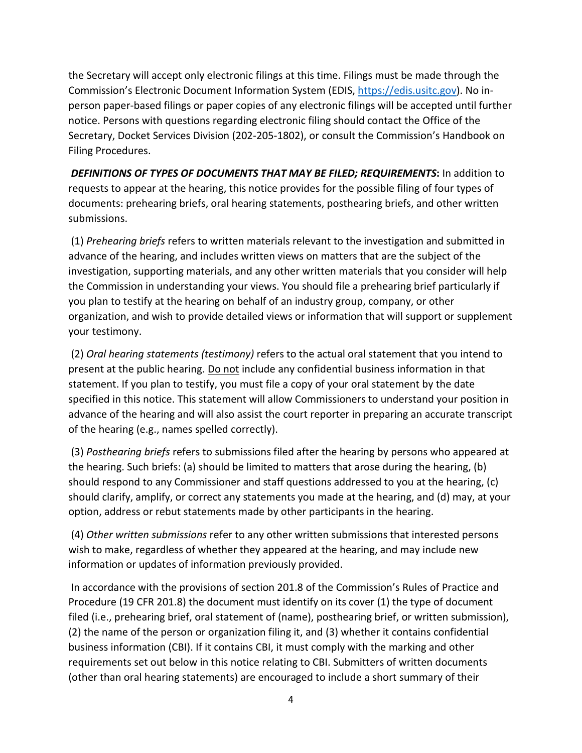the Secretary will accept only electronic filings at this time. Filings must be made through the Commission's Electronic Document Information System (EDIS, [https://edis.usitc.gov](https://edis.usitc.gov)). No in-person paper-based filings or paper copies of any electronic filings will be accepted until further notice. Persons with questions regarding electronic filing should contact the Office of the Secretary, Docket Services Division (202-205-1802), or consult the Commission's Handbook on Filing Procedures.

***DEFINITIONS OF TYPES OF DOCUMENTS THAT MAY BE FILED; REQUIREMENTS*:** In addition to requests to appear at the hearing, this notice provides for the possible filing of four types of documents: prehearing briefs, oral hearing statements, posthearing briefs, and other written submissions.

(1) *Prehearing briefs* refers to written materials relevant to the investigation and submitted in advance of the hearing, and includes written views on matters that are the subject of the investigation, supporting materials, and any other written materials that you consider will help the Commission in understanding your views. You should file a prehearing brief particularly if you plan to testify at the hearing on behalf of an industry group, company, or other organization, and wish to provide detailed views or information that will support or supplement your testimony.

(2) *Oral hearing statements (testimony)* refers to the actual oral statement that you intend to present at the public hearing. <u>Do not</u> include any confidential business information in that statement. If you plan to testify, you must file a copy of your oral statement by the date specified in this notice. This statement will allow Commissioners to understand your position in advance of the hearing and will also assist the court reporter in preparing an accurate transcript of the hearing (e.g., names spelled correctly).

(3) *Posthearing briefs* refers to submissions filed after the hearing by persons who appeared at the hearing. Such briefs: (a) should be limited to matters that arose during the hearing, (b) should respond to any Commissioner and staff questions addressed to you at the hearing, (c) should clarify, amplify, or correct any statements you made at the hearing, and (d) may, at your option, address or rebut statements made by other participants in the hearing.

(4) *Other written submissions* refer to any other written submissions that interested persons wish to make, regardless of whether they appeared at the hearing, and may include new information or updates of information previously provided.

In accordance with the provisions of section 201.8 of the Commission's Rules of Practice and Procedure (19 CFR 201.8) the document must identify on its cover (1) the type of document filed (i.e., prehearing brief, oral statement of (name), posthearing brief, or written submission), (2) the name of the person or organization filing it, and (3) whether it contains confidential business information (CBI). If it contains CBI, it must comply with the marking and other requirements set out below in this notice relating to CBI. Submitters of written documents (other than oral hearing statements) are encouraged to include a short summary of their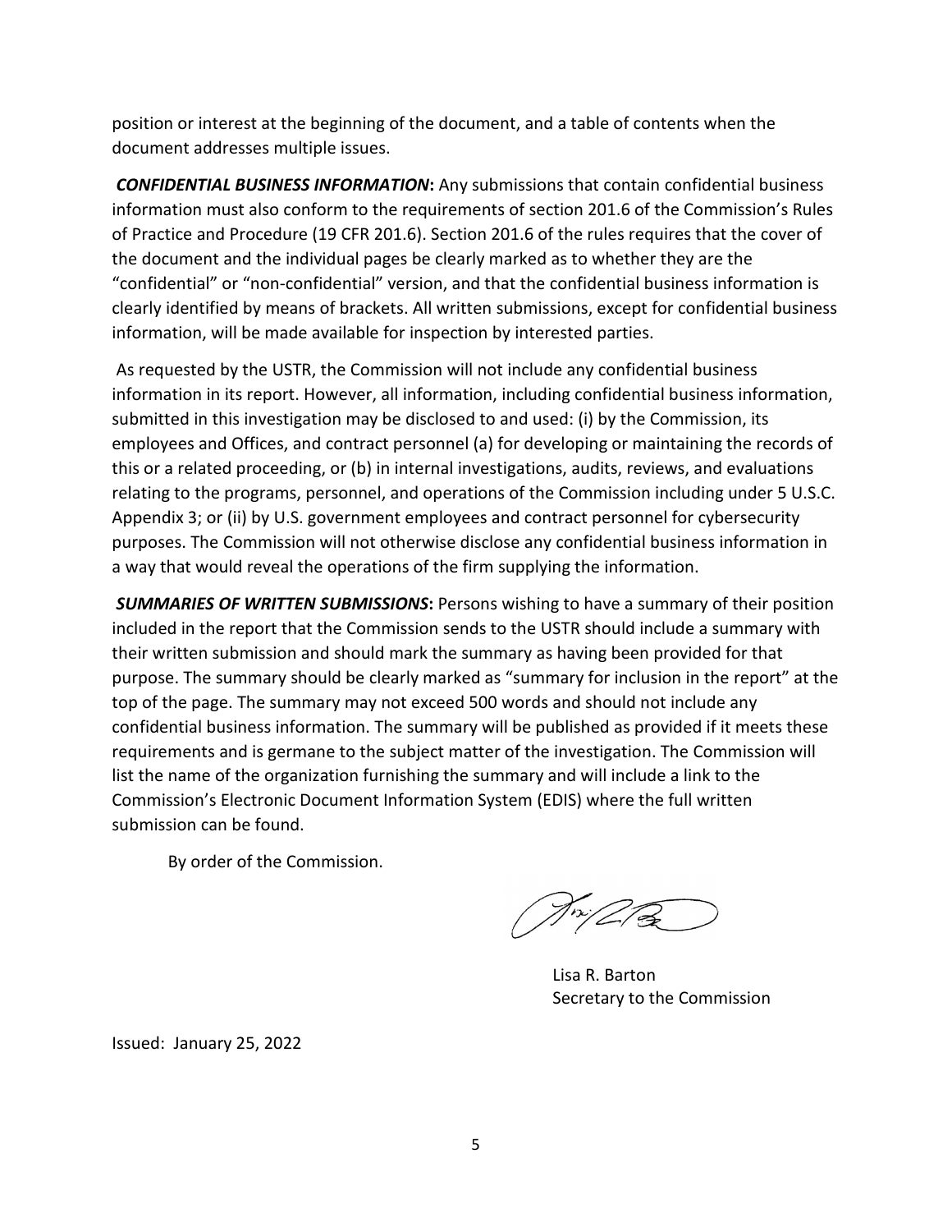position or interest at the beginning of the document, and a table of contents when the document addresses multiple issues.

***CONFIDENTIAL BUSINESS INFORMATION*:** Any submissions that contain confidential business information must also conform to the requirements of section 201.6 of the Commission's Rules of Practice and Procedure (19 CFR 201.6). Section 201.6 of the rules requires that the cover of the document and the individual pages be clearly marked as to whether they are the "confidential" or "non-confidential" version, and that the confidential business information is clearly identified by means of brackets. All written submissions, except for confidential business information, will be made available for inspection by interested parties.

As requested by the USTR, the Commission will not include any confidential business information in its report. However, all information, including confidential business information, submitted in this investigation may be disclosed to and used: (i) by the Commission, its employees and Offices, and contract personnel (a) for developing or maintaining the records of this or a related proceeding, or (b) in internal investigations, audits, reviews, and evaluations relating to the programs, personnel, and operations of the Commission including under 5 U.S.C. Appendix 3; or (ii) by U.S. government employees and contract personnel for cybersecurity purposes. The Commission will not otherwise disclose any confidential business information in a way that would reveal the operations of the firm supplying the information.

***SUMMARIES OF WRITTEN SUBMISSIONS*:** Persons wishing to have a summary of their position included in the report that the Commission sends to the USTR should include a summary with their written submission and should mark the summary as having been provided for that purpose. The summary should be clearly marked as "summary for inclusion in the report" at the top of the page. The summary may not exceed 500 words and should not include any confidential business information. The summary will be published as provided if it meets these requirements and is germane to the subject matter of the investigation. The Commission will list the name of the organization furnishing the summary and will include a link to the Commission's Electronic Document Information System (EDIS) where the full written submission can be found.

By order of the Commission.

Lisa R. Barton
Secretary to the Commission

Issued: January 25, 2022